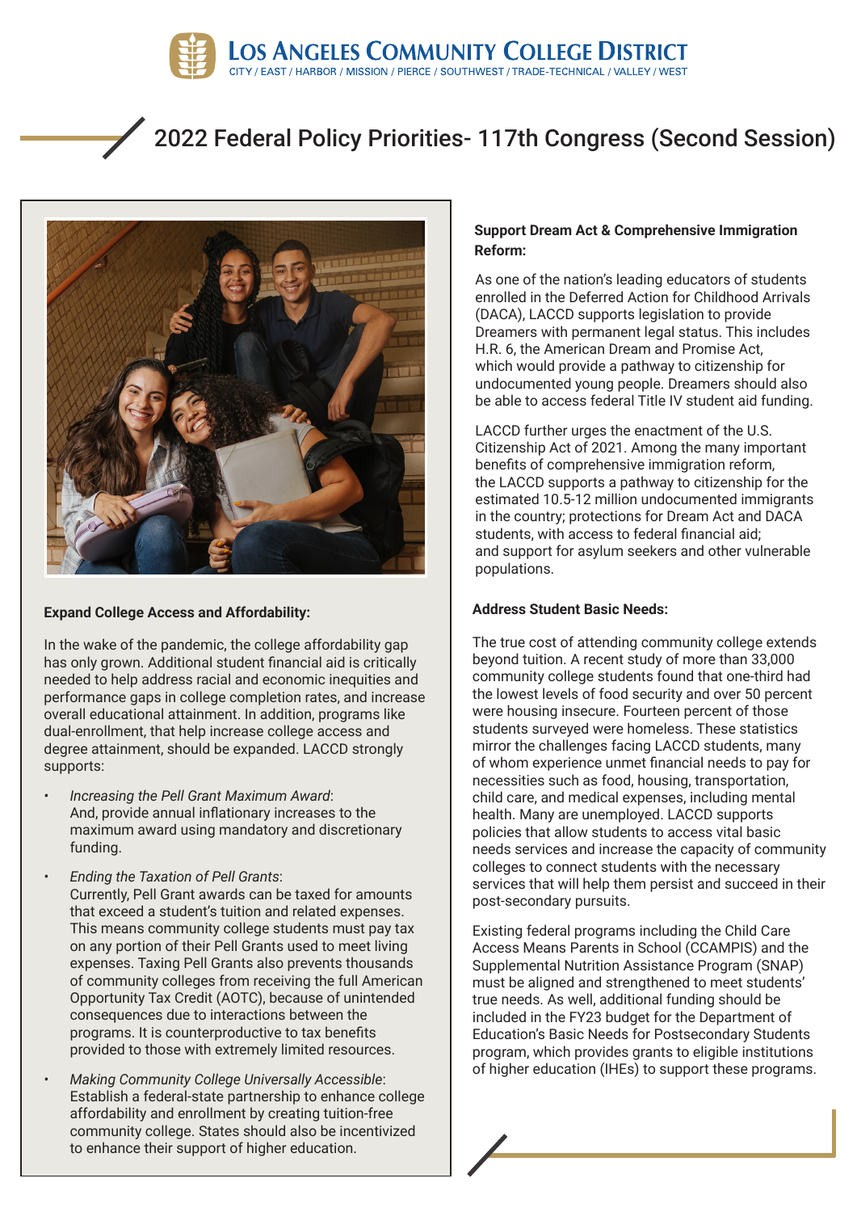**Los Angeles Community College District**

CITY / EAST / HARBOR / MISSION / PIERCE / SOUTHWEST / TRADE-TECHNICAL / VALLEY / WEST

# 2022 Federal Policy Priorities- 117th Congress (Second Session)

### Expand College Access and Affordability:

In the wake of the pandemic, the college affordability gap has only grown. Additional student financial aid is critically needed to help address racial and economic inequities and performance gaps in college completion rates, and increase overall educational attainment. In addition, programs like dual-enrollment, that help increase college access and degree attainment, should be expanded. LACCD strongly supports:

- *Increasing the Pell Grant Maximum Award*: And, provide annual inflationary increases to the maximum award using mandatory and discretionary funding.
- *Ending the Taxation of Pell Grants*: Currently, Pell Grant awards can be taxed for amounts that exceed a student's tuition and related expenses. This means community college students must pay tax on any portion of their Pell Grants used to meet living expenses. Taxing Pell Grants also prevents thousands of community colleges from receiving the full American Opportunity Tax Credit (AOTC), because of unintended consequences due to interactions between the programs. It is counterproductive to tax benefits provided to those with extremely limited resources.
- *Making Community College Universally Accessible*: Establish a federal-state partnership to enhance college affordability and enrollment by creating tuition-free community college. States should also be incentivized to enhance their support of higher education.

### Support Dream Act & Comprehensive Immigration Reform:

As one of the nation's leading educators of students enrolled in the Deferred Action for Childhood Arrivals (DACA), LACCD supports legislation to provide Dreamers with permanent legal status. This includes H.R. 6, the American Dream and Promise Act, which would provide a pathway to citizenship for undocumented young people. Dreamers should also be able to access federal Title IV student aid funding.

LACCD further urges the enactment of the U.S. Citizenship Act of 2021. Among the many important benefits of comprehensive immigration reform, the LACCD supports a pathway to citizenship for the estimated 10.5-12 million undocumented immigrants in the country; protections for Dream Act and DACA students, with access to federal financial aid; and support for asylum seekers and other vulnerable populations.

### Address Student Basic Needs:

The true cost of attending community college extends beyond tuition. A recent study of more than 33,000 community college students found that one-third had the lowest levels of food security and over 50 percent were housing insecure. Fourteen percent of those students surveyed were homeless. These statistics mirror the challenges facing LACCD students, many of whom experience unmet financial needs to pay for necessities such as food, housing, transportation, child care, and medical expenses, including mental health. Many are unemployed. LACCD supports policies that allow students to access vital basic needs services and increase the capacity of community colleges to connect students with the necessary services that will help them persist and succeed in their post-secondary pursuits.

Existing federal programs including the Child Care Access Means Parents in School (CCAMPIS) and the Supplemental Nutrition Assistance Program (SNAP) must be aligned and strengthened to meet students' true needs. As well, additional funding should be included in the FY23 budget for the Department of Education's Basic Needs for Postsecondary Students program, which provides grants to eligible institutions of higher education (IHEs) to support these programs.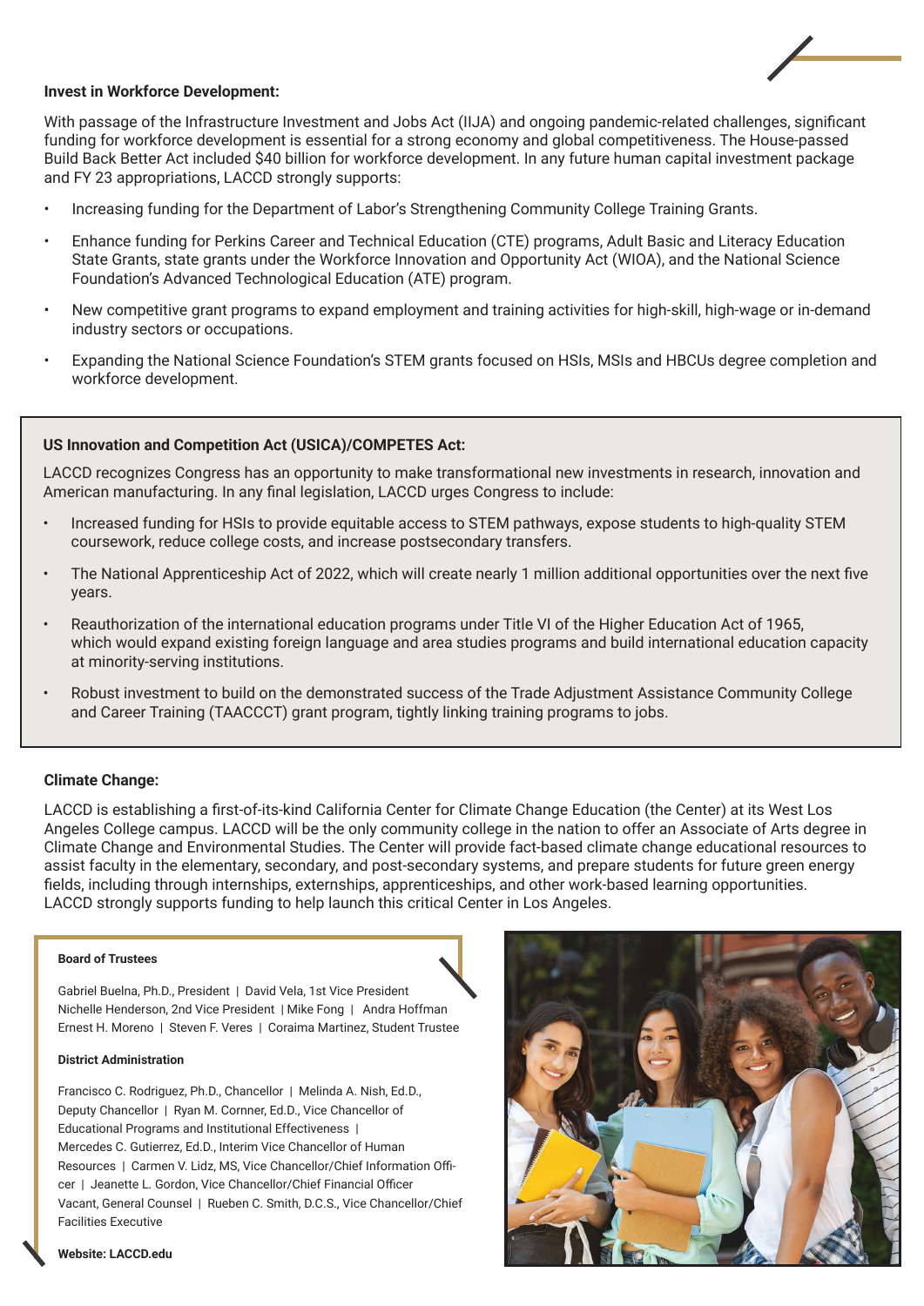**Invest in Workforce Development:**

With passage of the Infrastructure Investment and Jobs Act (IIJA) and ongoing pandemic-related challenges, significant funding for workforce development is essential for a strong economy and global competitiveness. The House-passed Build Back Better Act included $40 billion for workforce development. In any future human capital investment package and FY 23 appropriations, LACCD strongly supports:

- Increasing funding for the Department of Labor's Strengthening Community College Training Grants.
- Enhance funding for Perkins Career and Technical Education (CTE) programs, Adult Basic and Literacy Education State Grants, state grants under the Workforce Innovation and Opportunity Act (WIOA), and the National Science Foundation's Advanced Technological Education (ATE) program.
- New competitive grant programs to expand employment and training activities for high-skill, high-wage or in-demand industry sectors or occupations.
- Expanding the National Science Foundation's STEM grants focused on HSIs, MSIs and HBCUs degree completion and workforce development.

**US Innovation and Competition Act (USICA)/COMPETES Act:**

LACCD recognizes Congress has an opportunity to make transformational new investments in research, innovation and American manufacturing. In any final legislation, LACCD urges Congress to include:

- Increased funding for HSIs to provide equitable access to STEM pathways, expose students to high-quality STEM coursework, reduce college costs, and increase postsecondary transfers.
- The National Apprenticeship Act of 2022, which will create nearly 1 million additional opportunities over the next five years.
- Reauthorization of the international education programs under Title VI of the Higher Education Act of 1965, which would expand existing foreign language and area studies programs and build international education capacity at minority-serving institutions.
- Robust investment to build on the demonstrated success of the Trade Adjustment Assistance Community College and Career Training (TAACCCT) grant program, tightly linking training programs to jobs.

**Climate Change:**

LACCD is establishing a first-of-its-kind California Center for Climate Change Education (the Center) at its West Los Angeles College campus. LACCD will be the only community college in the nation to offer an Associate of Arts degree in Climate Change and Environmental Studies. The Center will provide fact-based climate change educational resources to assist faculty in the elementary, secondary, and post-secondary systems, and prepare students for future green energy fields, including through internships, externships, apprenticeships, and other work-based learning opportunities. LACCD strongly supports funding to help launch this critical Center in Los Angeles.

**Board of Trustees**

Gabriel Buelna, Ph.D., President | David Vela, 1st Vice President
Nichelle Henderson, 2nd Vice President | Mike Fong | Andra Hoffman
Ernest H. Moreno | Steven F. Veres | Coraima Martinez, Student Trustee

**District Administration**

Francisco C. Rodriguez, Ph.D., Chancellor | Melinda A. Nish, Ed.D., Deputy Chancellor | Ryan M. Cornner, Ed.D., Vice Chancellor of Educational Programs and Institutional Effectiveness | Mercedes C. Gutierrez, Ed.D., Interim Vice Chancellor of Human Resources | Carmen V. Lidz, MS, Vice Chancellor/Chief Information Officer | Jeanette L. Gordon, Vice Chancellor/Chief Financial Officer
Vacant, General Counsel | Rueben C. Smith, D.C.S., Vice Chancellor/Chief Facilities Executive

**Website: LACCD.edu**